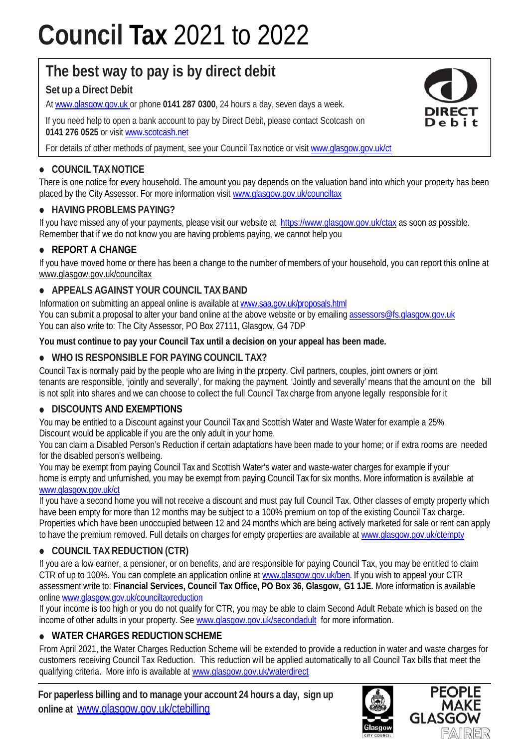# **Council Tax** 2021 to 2022

## The best way to pay is by direct debit

**Set up a Direct Debit**

At www.glasgow.gov.uk or phone **0141 287 0300**, 24 hours a day, seven days a week.

If you need help to open a bank account to pay by Direct Debit, please contact Scotcash on **0141 276 0525** or visit www.scotcash.net

For details of other methods of payment, see your Council Tax notice or visit www.glasgow.gov.uk/ct

### ● COUNCIL TAX NOTICE

There is one notice for every household. The amount you pay depends on the valuation band into which your property has been placed by the City Assessor. For more information visit www.glasgow.gov.uk/counciltax

### ● HAVING PROBLEMS PAYING?

If you have missed any of your payments, please visit our website at https://www.glasgow.gov.uk/ctax as soon as possible. Remember that if we do not know you are having problems paying, we cannot help you

### ● REPORT A CHANGE

If you have moved home or there has been a change to the number of members of your household, you can report this online at www.glasgow.gov.uk/counciltax

### ● APPEALS AGAINST YOUR COUNCIL TAX BAND

Information on submitting an appeal online is available at www.saa.gov.uk/proposals.html
You can submit a proposal to alter your band online at the above website or by emailing assessors@fs.glasgow.gov.uk
You can also write to: The City Assessor, PO Box 27111, Glasgow, G4 7DP

**You must continue to pay your Council Tax until a decision on your appeal has been made.**

### ● WHO IS RESPONSIBLE FOR PAYING COUNCIL TAX?

Council Tax is normally paid by the people who are living in the property. Civil partners, couples, joint owners or joint tenants are responsible, 'jointly and severally', for making the payment. 'Jointly and severally' means that the amount on the bill is not split into shares and we can choose to collect the full Council Tax charge from anyone legally responsible for it

### ● DISCOUNTS AND EXEMPTIONS

You may be entitled to a Discount against your Council Tax and Scottish Water and Waste Water for example a 25% Discount would be applicable if you are the only adult in your home.
You can claim a Disabled Person's Reduction if certain adaptations have been made to your home; or if extra rooms are needed for the disabled person's wellbeing.
You may be exempt from paying Council Tax and Scottish Water's water and waste-water charges for example if your home is empty and unfurnished, you may be exempt from paying Council Tax for six months. More information is available at www.glasgow.gov.uk/ct
If you have a second home you will not receive a discount and must pay full Council Tax. Other classes of empty property which have been empty for more than 12 months may be subject to a 100% premium on top of the existing Council Tax charge. Properties which have been unoccupied between 12 and 24 months which are being actively marketed for sale or rent can apply to have the premium removed. Full details on charges for empty properties are available at www.glasgow.gov.uk/ctempty

### ● COUNCIL TAX REDUCTION (CTR)

If you are a low earner, a pensioner, or on benefits, and are responsible for paying Council Tax, you may be entitled to claim CTR of up to 100%. You can complete an application online at www.glasgow.gov.uk/ben. If you wish to appeal your CTR assessment write to: **Financial Services, Council Tax Office, PO Box 36, Glasgow, G1 1JE.** More information is available online www.glasgow.gov.uk/counciltaxreduction
If your income is too high or you do not qualify for CTR, you may be able to claim Second Adult Rebate which is based on the income of other adults in your property. See www.glasgow.gov.uk/secondadult for more information.

### ● WATER CHARGES REDUCTION SCHEME

From April 2021, the Water Charges Reduction Scheme will be extended to provide a reduction in water and waste charges for customers receiving Council Tax Reduction. This reduction will be applied automatically to all Council Tax bills that meet the qualifying criteria. More info is available at www.glasgow.gov.uk/waterdirect

---

**For paperless billing and to manage your account 24 hours a day, sign up online at** www.glasgow.gov.uk/ctebilling

PEOPLE MAKE GLASGOW FAIRER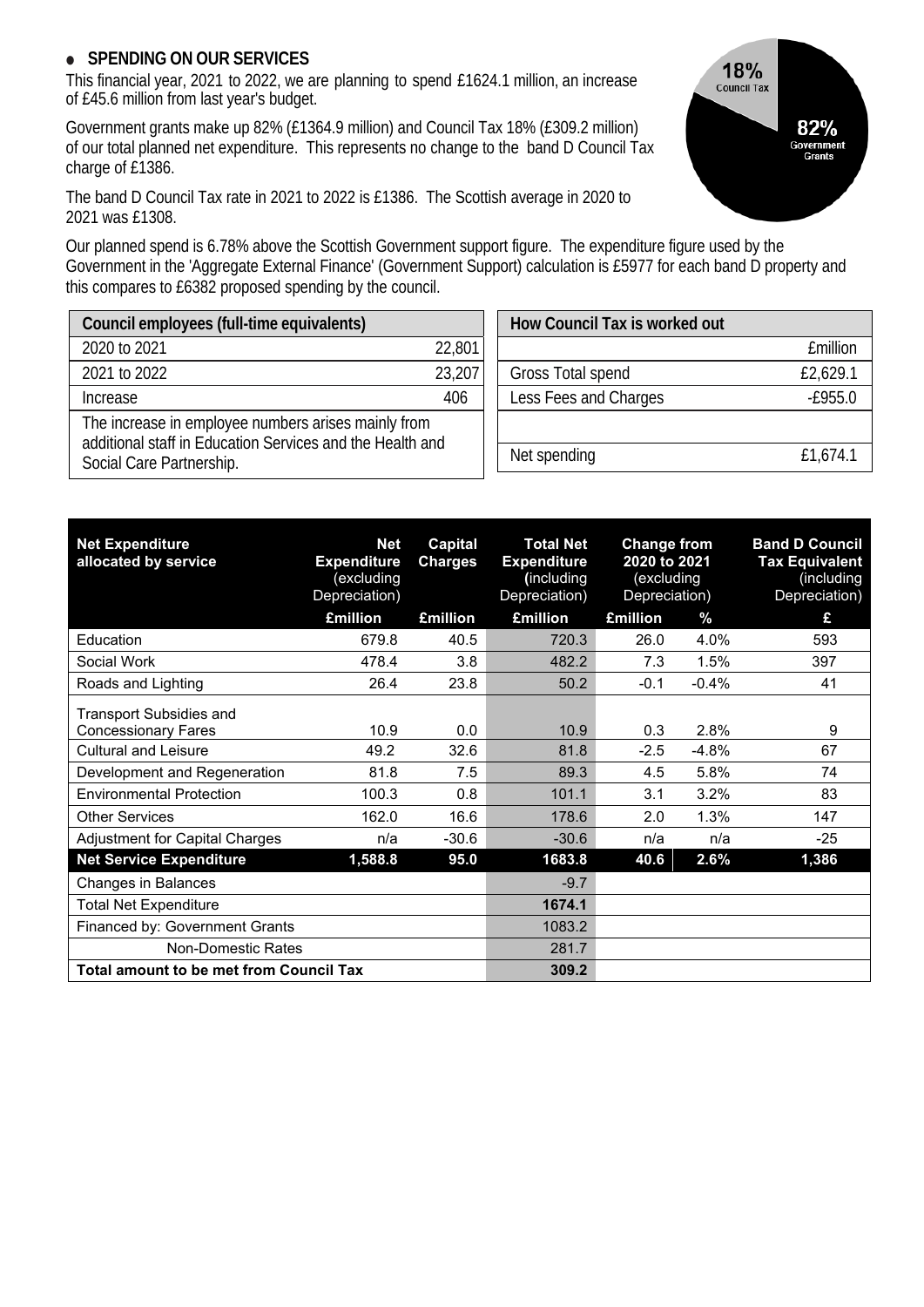## SPENDING ON OUR SERVICES

This financial year, 2021 to 2022, we are planning to spend £1624.1 million, an increase of £45.6 million from last year's budget.

Government grants make up 82% (£1364.9 million) and Council Tax 18% (£309.2 million) of our total planned net expenditure. This represents no change to the band D Council Tax charge of £1386.

The band D Council Tax rate in 2021 to 2022 is £1386. The Scottish average in 2020 to 2021 was £1308.

18%
Council Tax

82%
Government Grants

Our planned spend is 6.78% above the Scottish Government support figure. The expenditure figure used by the Government in the 'Aggregate External Finance' (Government Support) calculation is £5977 for each band D property and this compares to £6382 proposed spending by the council.

| Council employees (full-time equivalents) | |
|---|---|
| 2020 to 2021 | 22,801 |
| 2021 to 2022 | 23,207 |
| Increase | 406 |
| The increase in employee numbers arises mainly from additional staff in Education Services and the Health and Social Care Partnership. | |

| How Council Tax is worked out | |
|---|---|
| | £million |
| Gross Total spend | £2,629.1 |
| Less Fees and Charges | -£955.0 |
| | |
| Net spending | £1,674.1 |

| Net Expenditure allocated by service | Net Expenditure (excluding Depreciation) | Capital Charges | Total Net Expenditure (including Depreciation) | Change from 2020 to 2021 (excluding Depreciation) | | Band D Council Tax Equivalent (including Depreciation) |
|---|---|---|---|---|---|---|
| | £million | £million | £million | £million | % | £ |
| Education | 679.8 | 40.5 | 720.3 | 26.0 | 4.0% | 593 |
| Social Work | 478.4 | 3.8 | 482.2 | 7.3 | 1.5% | 397 |
| Roads and Lighting | 26.4 | 23.8 | 50.2 | -0.1 | -0.4% | 41 |
| Transport Subsidies and Concessionary Fares | 10.9 | 0.0 | 10.9 | 0.3 | 2.8% | 9 |
| Cultural and Leisure | 49.2 | 32.6 | 81.8 | -2.5 | -4.8% | 67 |
| Development and Regeneration | 81.8 | 7.5 | 89.3 | 4.5 | 5.8% | 74 |
| Environmental Protection | 100.3 | 0.8 | 101.1 | 3.1 | 3.2% | 83 |
| Other Services | 162.0 | 16.6 | 178.6 | 2.0 | 1.3% | 147 |
| Adjustment for Capital Charges | n/a | -30.6 | -30.6 | n/a | n/a | -25 |
| **Net Service Expenditure** | **1,588.8** | **95.0** | **1683.8** | **40.6** | **2.6%** | **1,386** |
| Changes in Balances | | | -9.7 | | | |
| Total Net Expenditure | | | **1674.1** | | | |
| Financed by: Government Grants | | | 1083.2 | | | |
| Non-Domestic Rates | | | 281.7 | | | |
| **Total amount to be met from Council Tax** | | | **309.2** | | | |